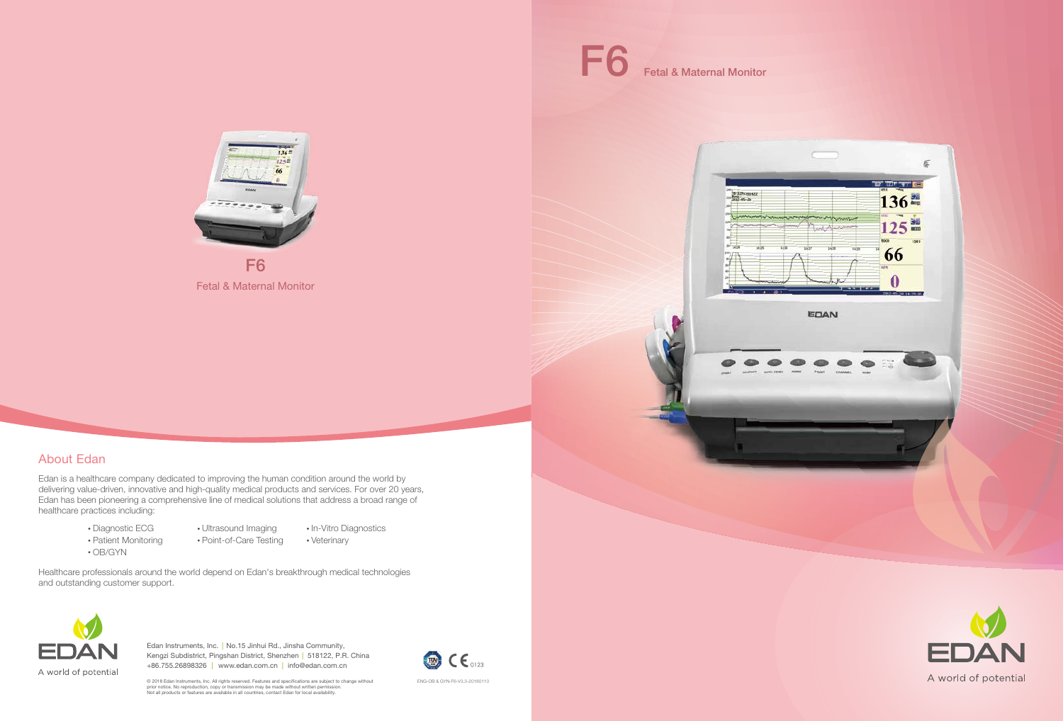# F6

Fetal & Maternal Monitor

## About Edan

Edan is a healthcare company dedicated to improving the human condition around the world by delivering value-driven, innovative and high-quality medical products and services. For over 20 years, Edan has been pioneering a comprehensive line of medical solutions that address a broad range of healthcare practices including:

- Diagnostic ECG
- Patient Monitoring
- OB/GYN
- Ultrasound Imaging
- Point-of-Care Testing
- In-Vitro Diagnostics
- Veterinary

Healthcare professionals around the world depend on Edan's breakthrough medical technologies and outstanding customer support.

EDAN
A world of potential

Edan Instruments, Inc. | No.15 Jinhui Rd., Jinsha Community, Kengzi Subdistrict, Pingshan District, Shenzhen | 518122, P.R. China
+86.755.26898326 | www.edan.com.cn | info@edan.com.cn

© 2018 Edan Instruments, Inc. All rights reserved. Features and specifications are subject to change without prior notice. No reproduction, copy or transmission may be made without written permission.
Not all products or features are available in all countries, contact Edan for local availability.

CE 0123

ENG-OB & GYN-F6-V3.3-20180110

# F6 Fetal & Maternal Monitor

EDAN
A world of potential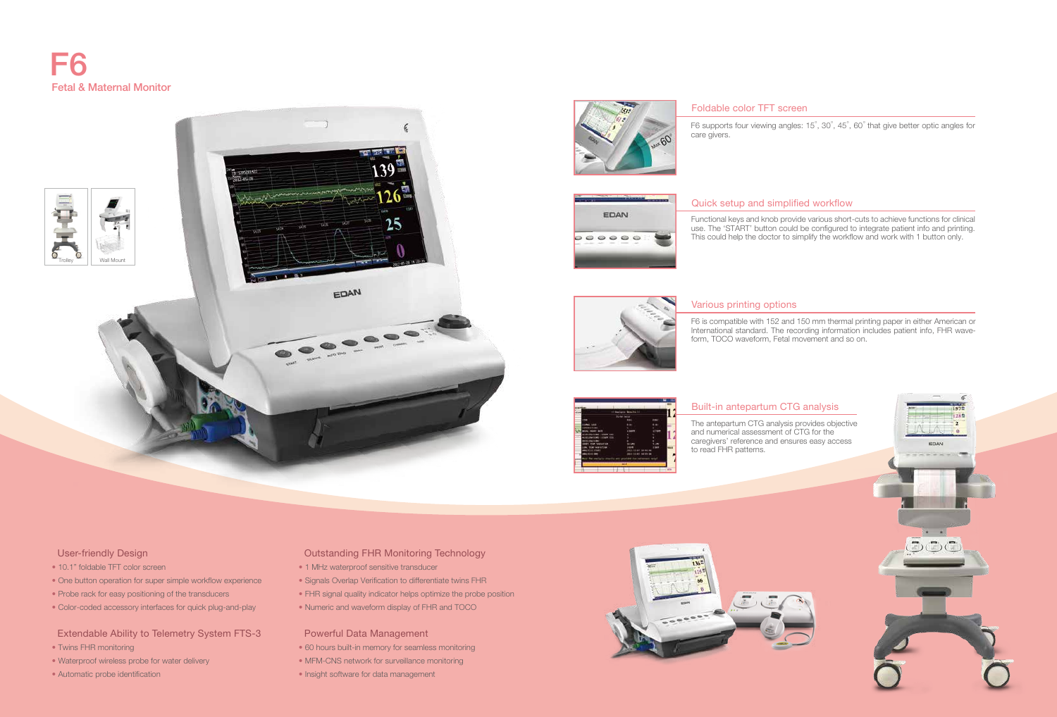# F6

## Fetal & Maternal Monitor

Trolley

Wall Mount

### Foldable color TFT screen

F6 supports four viewing angles: 15°, 30°, 45°, 60° that give better optic angles for care givers.

### Quick setup and simplified workflow

Functional keys and knob provide various short-cuts to achieve functions for clinical use. The 'START' button could be configured to integrate patient info and printing. This could help the doctor to simplify the workflow and work with 1 button only.

### Various printing options

F6 is compatible with 152 and 150 mm thermal printing paper in either American or International standard. The recording information includes patient info, FHR waveform, TOCO waveform, Fetal movement and so on.

### Built-in antepartum CTG analysis

The antepartum CTG analysis provides objective and numerical assessment of CTG for the caregivers' reference and ensures easy access to read FHR patterns.

### User-friendly Design

- 10.1" foldable TFT color screen
- One button operation for super simple workflow experience
- Probe rack for easy positioning of the transducers
- Color-coded accessory interfaces for quick plug-and-play

### Extendable Ability to Telemetry System FTS-3

- Twins FHR monitoring
- Waterproof wireless probe for water delivery
- Automatic probe identification

### Outstanding FHR Monitoring Technology

- 1 MHz waterproof sensitive transducer
- Signals Overlap Verification to differentiate twins FHR
- FHR signal quality indicator helps optimize the probe position
- Numeric and waveform display of FHR and TOCO

### Powerful Data Management

- 60 hours built-in memory for seamless monitoring
- MFM-CNS network for surveillance monitoring
- Insight software for data management